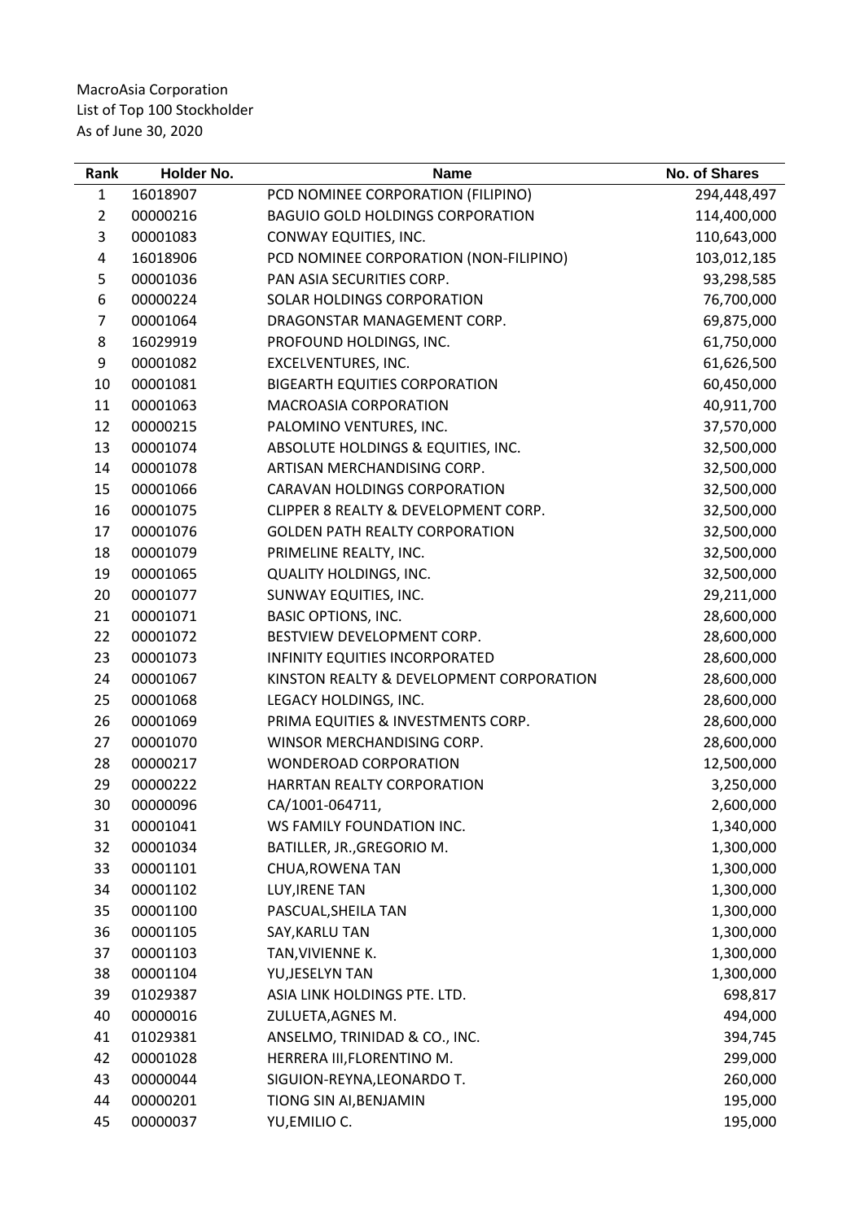MacroAsia Corporation
List of Top 100 Stockholder
As of June 30, 2020

| Rank | Holder No. | Name | No. of Shares |
|---|---|---|---|
| 1 | 16018907 | PCD NOMINEE CORPORATION (FILIPINO) | 294,448,497 |
| 2 | 00000216 | BAGUIO GOLD HOLDINGS CORPORATION | 114,400,000 |
| 3 | 00001083 | CONWAY EQUITIES, INC. | 110,643,000 |
| 4 | 16018906 | PCD NOMINEE CORPORATION (NON-FILIPINO) | 103,012,185 |
| 5 | 00001036 | PAN ASIA SECURITIES CORP. | 93,298,585 |
| 6 | 00000224 | SOLAR HOLDINGS CORPORATION | 76,700,000 |
| 7 | 00001064 | DRAGONSTAR MANAGEMENT CORP. | 69,875,000 |
| 8 | 16029919 | PROFOUND HOLDINGS, INC. | 61,750,000 |
| 9 | 00001082 | EXCELVENTURES, INC. | 61,626,500 |
| 10 | 00001081 | BIGEARTH EQUITIES CORPORATION | 60,450,000 |
| 11 | 00001063 | MACROASIA CORPORATION | 40,911,700 |
| 12 | 00000215 | PALOMINO VENTURES, INC. | 37,570,000 |
| 13 | 00001074 | ABSOLUTE HOLDINGS & EQUITIES, INC. | 32,500,000 |
| 14 | 00001078 | ARTISAN MERCHANDISING CORP. | 32,500,000 |
| 15 | 00001066 | CARAVAN HOLDINGS CORPORATION | 32,500,000 |
| 16 | 00001075 | CLIPPER 8 REALTY & DEVELOPMENT CORP. | 32,500,000 |
| 17 | 00001076 | GOLDEN PATH REALTY CORPORATION | 32,500,000 |
| 18 | 00001079 | PRIMELINE REALTY, INC. | 32,500,000 |
| 19 | 00001065 | QUALITY HOLDINGS, INC. | 32,500,000 |
| 20 | 00001077 | SUNWAY EQUITIES, INC. | 29,211,000 |
| 21 | 00001071 | BASIC OPTIONS, INC. | 28,600,000 |
| 22 | 00001072 | BESTVIEW DEVELOPMENT CORP. | 28,600,000 |
| 23 | 00001073 | INFINITY EQUITIES INCORPORATED | 28,600,000 |
| 24 | 00001067 | KINSTON REALTY & DEVELOPMENT CORPORATION | 28,600,000 |
| 25 | 00001068 | LEGACY HOLDINGS, INC. | 28,600,000 |
| 26 | 00001069 | PRIMA EQUITIES & INVESTMENTS CORP. | 28,600,000 |
| 27 | 00001070 | WINSOR MERCHANDISING CORP. | 28,600,000 |
| 28 | 00000217 | WONDEROAD CORPORATION | 12,500,000 |
| 29 | 00000222 | HARRTAN REALTY CORPORATION | 3,250,000 |
| 30 | 00000096 | CA/1001-064711, | 2,600,000 |
| 31 | 00001041 | WS FAMILY FOUNDATION INC. | 1,340,000 |
| 32 | 00001034 | BATILLER, JR.,GREGORIO M. | 1,300,000 |
| 33 | 00001101 | CHUA,ROWENA TAN | 1,300,000 |
| 34 | 00001102 | LUY,IRENE TAN | 1,300,000 |
| 35 | 00001100 | PASCUAL,SHEILA TAN | 1,300,000 |
| 36 | 00001105 | SAY,KARLU TAN | 1,300,000 |
| 37 | 00001103 | TAN,VIVIENNE K. | 1,300,000 |
| 38 | 00001104 | YU,JESELYN TAN | 1,300,000 |
| 39 | 01029387 | ASIA LINK HOLDINGS PTE. LTD. | 698,817 |
| 40 | 00000016 | ZULUETA,AGNES M. | 494,000 |
| 41 | 01029381 | ANSELMO, TRINIDAD & CO., INC. | 394,745 |
| 42 | 00001028 | HERRERA III,FLORENTINO M. | 299,000 |
| 43 | 00000044 | SIGUION-REYNA,LEONARDO T. | 260,000 |
| 44 | 00000201 | TIONG SIN AI,BENJAMIN | 195,000 |
| 45 | 00000037 | YU,EMILIO C. | 195,000 |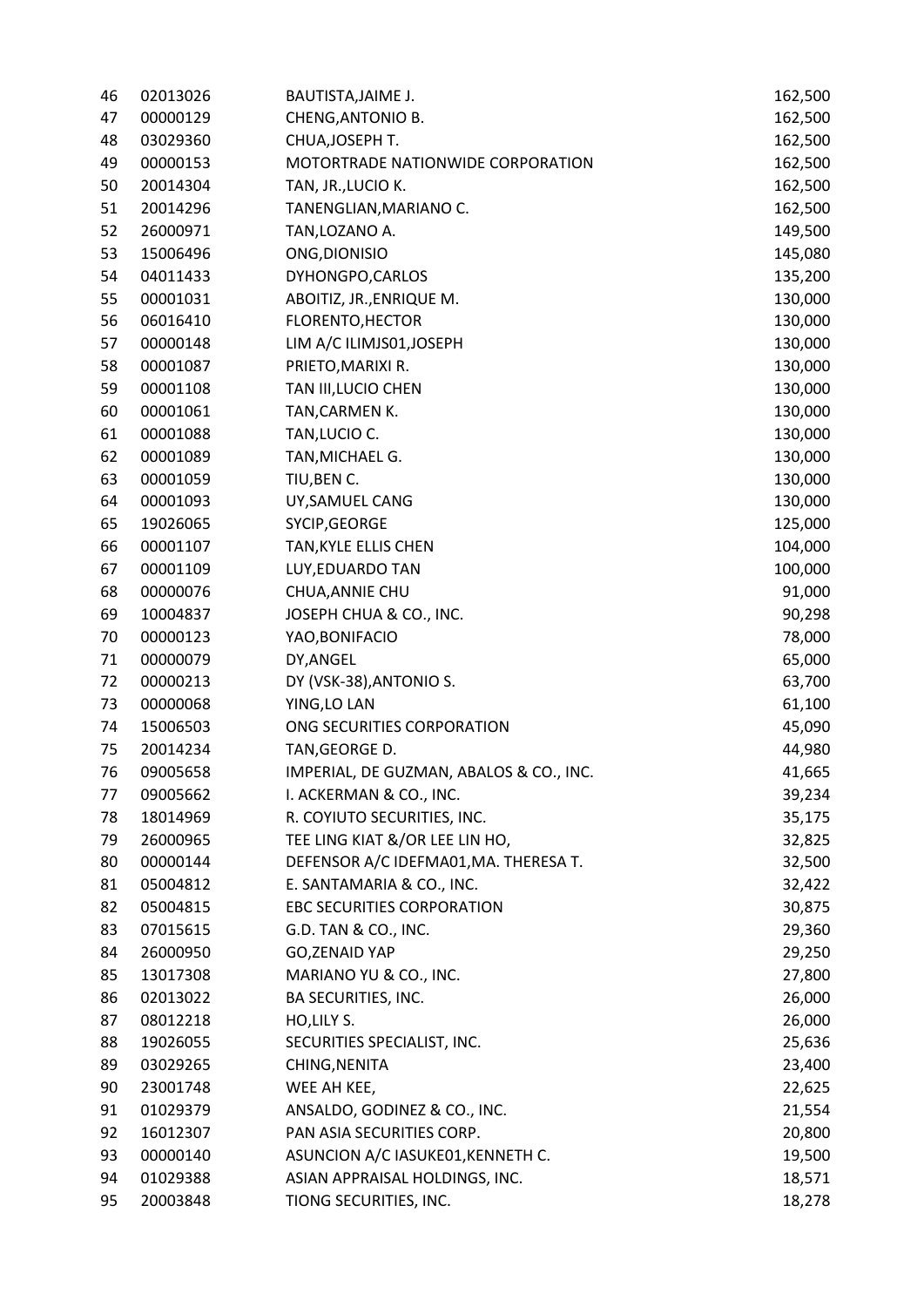| | | | |
|---|---|---|---|
| 46 | 02013026 | BAUTISTA,JAIME J. | 162,500 |
| 47 | 00000129 | CHENG,ANTONIO B. | 162,500 |
| 48 | 03029360 | CHUA,JOSEPH T. | 162,500 |
| 49 | 00000153 | MOTORTRADE NATIONWIDE CORPORATION | 162,500 |
| 50 | 20014304 | TAN, JR.,LUCIO K. | 162,500 |
| 51 | 20014296 | TANENGLIAN,MARIANO C. | 162,500 |
| 52 | 26000971 | TAN,LOZANO A. | 149,500 |
| 53 | 15006496 | ONG,DIONISIO | 145,080 |
| 54 | 04011433 | DYHONGPO,CARLOS | 135,200 |
| 55 | 00001031 | ABOITIZ, JR.,ENRIQUE M. | 130,000 |
| 56 | 06016410 | FLORENTO,HECTOR | 130,000 |
| 57 | 00000148 | LIM A/C ILIMJS01,JOSEPH | 130,000 |
| 58 | 00001087 | PRIETO,MARIXI R. | 130,000 |
| 59 | 00001108 | TAN III,LUCIO CHEN | 130,000 |
| 60 | 00001061 | TAN,CARMEN K. | 130,000 |
| 61 | 00001088 | TAN,LUCIO C. | 130,000 |
| 62 | 00001089 | TAN,MICHAEL G. | 130,000 |
| 63 | 00001059 | TIU,BEN C. | 130,000 |
| 64 | 00001093 | UY,SAMUEL CANG | 130,000 |
| 65 | 19026065 | SYCIP,GEORGE | 125,000 |
| 66 | 00001107 | TAN,KYLE ELLIS CHEN | 104,000 |
| 67 | 00001109 | LUY,EDUARDO TAN | 100,000 |
| 68 | 00000076 | CHUA,ANNIE CHU | 91,000 |
| 69 | 10004837 | JOSEPH CHUA & CO., INC. | 90,298 |
| 70 | 00000123 | YAO,BONIFACIO | 78,000 |
| 71 | 00000079 | DY,ANGEL | 65,000 |
| 72 | 00000213 | DY (VSK-38),ANTONIO S. | 63,700 |
| 73 | 00000068 | YING,LO LAN | 61,100 |
| 74 | 15006503 | ONG SECURITIES CORPORATION | 45,090 |
| 75 | 20014234 | TAN,GEORGE D. | 44,980 |
| 76 | 09005658 | IMPERIAL, DE GUZMAN, ABALOS & CO., INC. | 41,665 |
| 77 | 09005662 | I. ACKERMAN & CO., INC. | 39,234 |
| 78 | 18014969 | R. COYIUTO SECURITIES, INC. | 35,175 |
| 79 | 26000965 | TEE LING KIAT &/OR LEE LIN HO, | 32,825 |
| 80 | 00000144 | DEFENSOR A/C IDEFMA01,MA. THERESA T. | 32,500 |
| 81 | 05004812 | E. SANTAMARIA & CO., INC. | 32,422 |
| 82 | 05004815 | EBC SECURITIES CORPORATION | 30,875 |
| 83 | 07015615 | G.D. TAN & CO., INC. | 29,360 |
| 84 | 26000950 | GO,ZENAID YAP | 29,250 |
| 85 | 13017308 | MARIANO YU & CO., INC. | 27,800 |
| 86 | 02013022 | BA SECURITIES, INC. | 26,000 |
| 87 | 08012218 | HO,LILY S. | 26,000 |
| 88 | 19026055 | SECURITIES SPECIALIST, INC. | 25,636 |
| 89 | 03029265 | CHING,NENITA | 23,400 |
| 90 | 23001748 | WEE AH KEE, | 22,625 |
| 91 | 01029379 | ANSALDO, GODINEZ & CO., INC. | 21,554 |
| 92 | 16012307 | PAN ASIA SECURITIES CORP. | 20,800 |
| 93 | 00000140 | ASUNCION A/C IASUKE01,KENNETH C. | 19,500 |
| 94 | 01029388 | ASIAN APPRAISAL HOLDINGS, INC. | 18,571 |
| 95 | 20003848 | TIONG SECURITIES, INC. | 18,278 |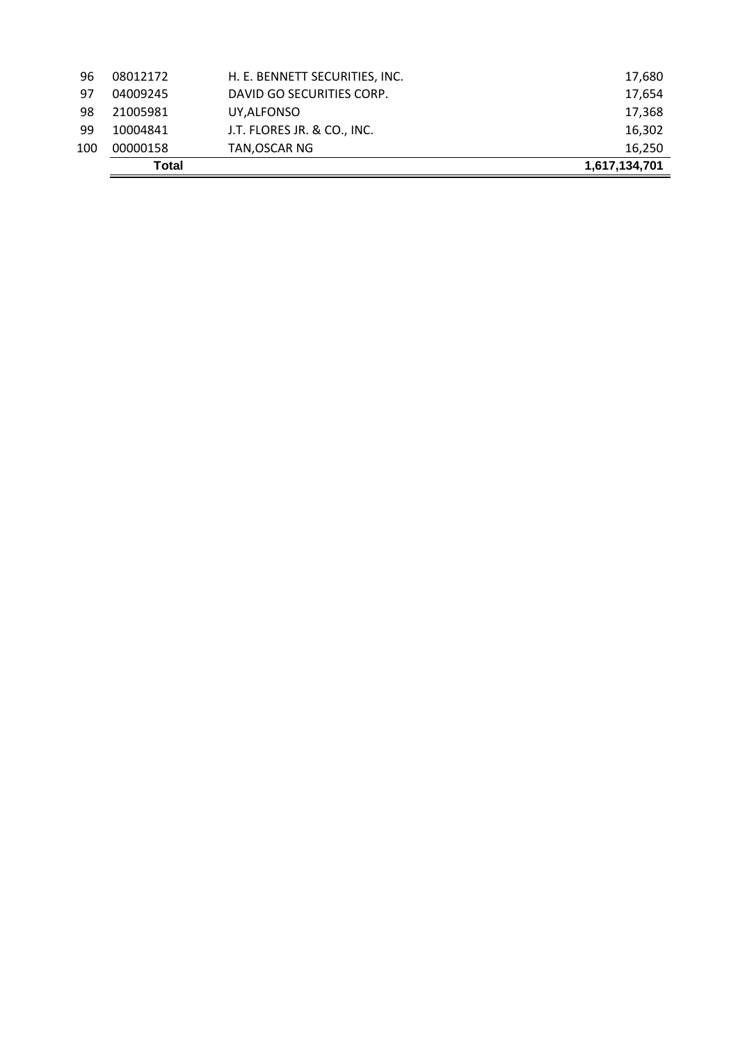| | | | |
|---|---|---|---|
| 96 | 08012172 | H. E. BENNETT SECURITIES, INC. | 17,680 |
| 97 | 04009245 | DAVID GO SECURITIES CORP. | 17,654 |
| 98 | 21005981 | UY,ALFONSO | 17,368 |
| 99 | 10004841 | J.T. FLORES JR. & CO., INC. | 16,302 |
| 100 | 00000158 | TAN,OSCAR NG | 16,250 |
| | **Total** | | **1,617,134,701** |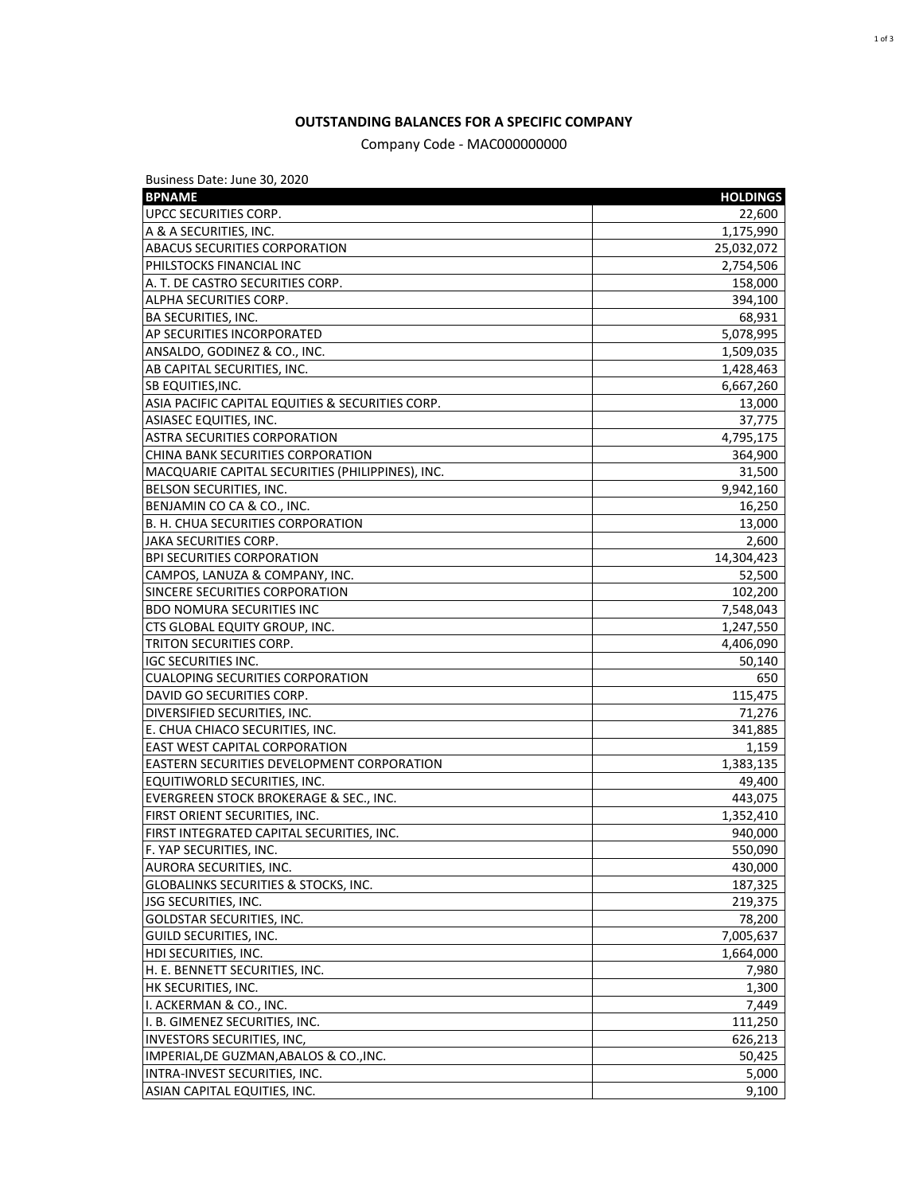**OUTSTANDING BALANCES FOR A SPECIFIC COMPANY**

Company Code - MAC000000000

Business Date: June 30, 2020

| BPNAME | HOLDINGS |
| --- | ---: |
| UPCC SECURITIES CORP. | 22,600 |
| A & A SECURITIES, INC. | 1,175,990 |
| ABACUS SECURITIES CORPORATION | 25,032,072 |
| PHILSTOCKS FINANCIAL INC | 2,754,506 |
| A. T. DE CASTRO SECURITIES CORP. | 158,000 |
| ALPHA SECURITIES CORP. | 394,100 |
| BA SECURITIES, INC. | 68,931 |
| AP SECURITIES INCORPORATED | 5,078,995 |
| ANSALDO, GODINEZ & CO., INC. | 1,509,035 |
| AB CAPITAL SECURITIES, INC. | 1,428,463 |
| SB EQUITIES,INC. | 6,667,260 |
| ASIA PACIFIC CAPITAL EQUITIES & SECURITIES CORP. | 13,000 |
| ASIASEC EQUITIES, INC. | 37,775 |
| ASTRA SECURITIES CORPORATION | 4,795,175 |
| CHINA BANK SECURITIES CORPORATION | 364,900 |
| MACQUARIE CAPITAL SECURITIES (PHILIPPINES), INC. | 31,500 |
| BELSON SECURITIES, INC. | 9,942,160 |
| BENJAMIN CO CA & CO., INC. | 16,250 |
| B. H. CHUA SECURITIES CORPORATION | 13,000 |
| JAKA SECURITIES CORP. | 2,600 |
| BPI SECURITIES CORPORATION | 14,304,423 |
| CAMPOS, LANUZA & COMPANY, INC. | 52,500 |
| SINCERE SECURITIES CORPORATION | 102,200 |
| BDO NOMURA SECURITIES INC | 7,548,043 |
| CTS GLOBAL EQUITY GROUP, INC. | 1,247,550 |
| TRITON SECURITIES CORP. | 4,406,090 |
| IGC SECURITIES INC. | 50,140 |
| CUALOPING SECURITIES CORPORATION | 650 |
| DAVID GO SECURITIES CORP. | 115,475 |
| DIVERSIFIED SECURITIES, INC. | 71,276 |
| E. CHUA CHIACO SECURITIES, INC. | 341,885 |
| EAST WEST CAPITAL CORPORATION | 1,159 |
| EASTERN SECURITIES DEVELOPMENT CORPORATION | 1,383,135 |
| EQUITIWORLD SECURITIES, INC. | 49,400 |
| EVERGREEN STOCK BROKERAGE & SEC., INC. | 443,075 |
| FIRST ORIENT SECURITIES, INC. | 1,352,410 |
| FIRST INTEGRATED CAPITAL SECURITIES, INC. | 940,000 |
| F. YAP SECURITIES, INC. | 550,090 |
| AURORA SECURITIES, INC. | 430,000 |
| GLOBALINKS SECURITIES & STOCKS, INC. | 187,325 |
| JSG SECURITIES, INC. | 219,375 |
| GOLDSTAR SECURITIES, INC. | 78,200 |
| GUILD SECURITIES, INC. | 7,005,637 |
| HDI SECURITIES, INC. | 1,664,000 |
| H. E. BENNETT SECURITIES, INC. | 7,980 |
| HK SECURITIES, INC. | 1,300 |
| I. ACKERMAN & CO., INC. | 7,449 |
| I. B. GIMENEZ SECURITIES, INC. | 111,250 |
| INVESTORS SECURITIES, INC, | 626,213 |
| IMPERIAL,DE GUZMAN,ABALOS & CO.,INC. | 50,425 |
| INTRA-INVEST SECURITIES, INC. | 5,000 |
| ASIAN CAPITAL EQUITIES, INC. | 9,100 |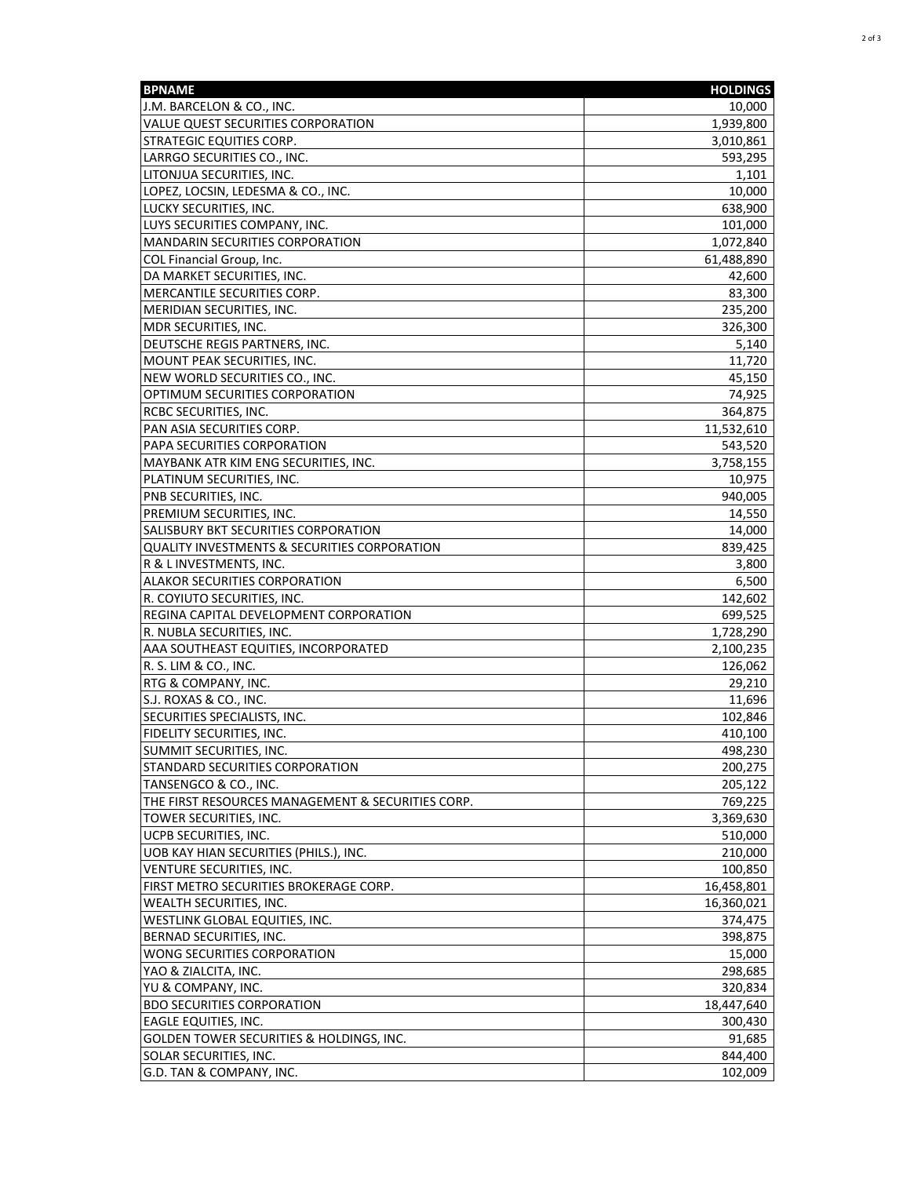| BPNAME | HOLDINGS |
|---|---|
| J.M. BARCELON & CO., INC. | 10,000 |
| VALUE QUEST SECURITIES CORPORATION | 1,939,800 |
| STRATEGIC EQUITIES CORP. | 3,010,861 |
| LARRGO SECURITIES CO., INC. | 593,295 |
| LITONJUA SECURITIES, INC. | 1,101 |
| LOPEZ, LOCSIN, LEDESMA & CO., INC. | 10,000 |
| LUCKY SECURITIES, INC. | 638,900 |
| LUYS SECURITIES COMPANY, INC. | 101,000 |
| MANDARIN SECURITIES CORPORATION | 1,072,840 |
| COL Financial Group, Inc. | 61,488,890 |
| DA MARKET SECURITIES, INC. | 42,600 |
| MERCANTILE SECURITIES CORP. | 83,300 |
| MERIDIAN SECURITIES, INC. | 235,200 |
| MDR SECURITIES, INC. | 326,300 |
| DEUTSCHE REGIS PARTNERS, INC. | 5,140 |
| MOUNT PEAK SECURITIES, INC. | 11,720 |
| NEW WORLD SECURITIES CO., INC. | 45,150 |
| OPTIMUM SECURITIES CORPORATION | 74,925 |
| RCBC SECURITIES, INC. | 364,875 |
| PAN ASIA SECURITIES CORP. | 11,532,610 |
| PAPA SECURITIES CORPORATION | 543,520 |
| MAYBANK ATR KIM ENG SECURITIES, INC. | 3,758,155 |
| PLATINUM SECURITIES, INC. | 10,975 |
| PNB SECURITIES, INC. | 940,005 |
| PREMIUM SECURITIES, INC. | 14,550 |
| SALISBURY BKT SECURITIES CORPORATION | 14,000 |
| QUALITY INVESTMENTS & SECURITIES CORPORATION | 839,425 |
| R & L INVESTMENTS, INC. | 3,800 |
| ALAKOR SECURITIES CORPORATION | 6,500 |
| R. COYIUTO SECURITIES, INC. | 142,602 |
| REGINA CAPITAL DEVELOPMENT CORPORATION | 699,525 |
| R. NUBLA SECURITIES, INC. | 1,728,290 |
| AAA SOUTHEAST EQUITIES, INCORPORATED | 2,100,235 |
| R. S. LIM & CO., INC. | 126,062 |
| RTG & COMPANY, INC. | 29,210 |
| S.J. ROXAS & CO., INC. | 11,696 |
| SECURITIES SPECIALISTS, INC. | 102,846 |
| FIDELITY SECURITIES, INC. | 410,100 |
| SUMMIT SECURITIES, INC. | 498,230 |
| STANDARD SECURITIES CORPORATION | 200,275 |
| TANSENGCO & CO., INC. | 205,122 |
| THE FIRST RESOURCES MANAGEMENT & SECURITIES CORP. | 769,225 |
| TOWER SECURITIES, INC. | 3,369,630 |
| UCPB SECURITIES, INC. | 510,000 |
| UOB KAY HIAN SECURITIES (PHILS.), INC. | 210,000 |
| VENTURE SECURITIES, INC. | 100,850 |
| FIRST METRO SECURITIES BROKERAGE CORP. | 16,458,801 |
| WEALTH SECURITIES, INC. | 16,360,021 |
| WESTLINK GLOBAL EQUITIES, INC. | 374,475 |
| BERNAD SECURITIES, INC. | 398,875 |
| WONG SECURITIES CORPORATION | 15,000 |
| YAO & ZIALCITA, INC. | 298,685 |
| YU & COMPANY, INC. | 320,834 |
| BDO SECURITIES CORPORATION | 18,447,640 |
| EAGLE EQUITIES, INC. | 300,430 |
| GOLDEN TOWER SECURITIES & HOLDINGS, INC. | 91,685 |
| SOLAR SECURITIES, INC. | 844,400 |
| G.D. TAN & COMPANY, INC. | 102,009 |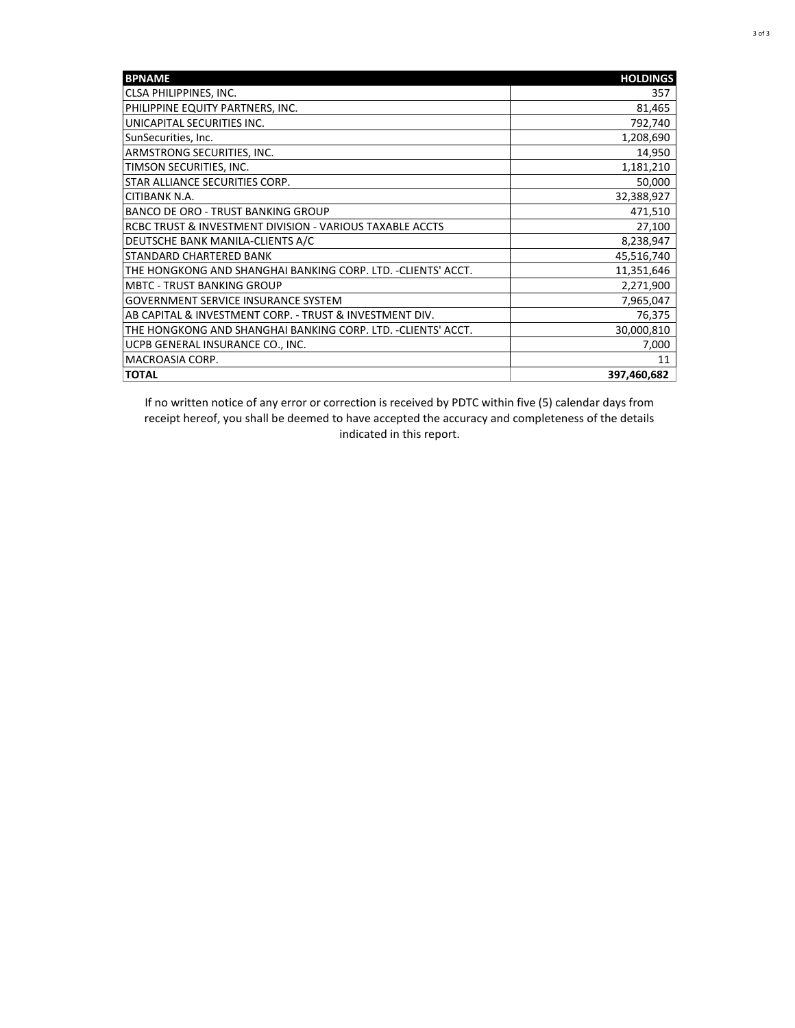| BPNAME | HOLDINGS |
| --- | --- |
| CLSA PHILIPPINES, INC. | 357 |
| PHILIPPINE EQUITY PARTNERS, INC. | 81,465 |
| UNICAPITAL SECURITIES INC. | 792,740 |
| SunSecurities, Inc. | 1,208,690 |
| ARMSTRONG SECURITIES, INC. | 14,950 |
| TIMSON SECURITIES, INC. | 1,181,210 |
| STAR ALLIANCE SECURITIES CORP. | 50,000 |
| CITIBANK N.A. | 32,388,927 |
| BANCO DE ORO - TRUST BANKING GROUP | 471,510 |
| RCBC TRUST & INVESTMENT DIVISION - VARIOUS TAXABLE ACCTS | 27,100 |
| DEUTSCHE BANK MANILA-CLIENTS A/C | 8,238,947 |
| STANDARD CHARTERED BANK | 45,516,740 |
| THE HONGKONG AND SHANGHAI BANKING CORP. LTD. -CLIENTS' ACCT. | 11,351,646 |
| MBTC - TRUST BANKING GROUP | 2,271,900 |
| GOVERNMENT SERVICE INSURANCE SYSTEM | 7,965,047 |
| AB CAPITAL & INVESTMENT CORP. - TRUST & INVESTMENT DIV. | 76,375 |
| THE HONGKONG AND SHANGHAI BANKING CORP. LTD. -CLIENTS' ACCT. | 30,000,810 |
| UCPB GENERAL INSURANCE CO., INC. | 7,000 |
| MACROASIA CORP. | 11 |
| **TOTAL** | **397,460,682** |

If no written notice of any error or correction is received by PDTC within five (5) calendar days from receipt hereof, you shall be deemed to have accepted the accuracy and completeness of the details indicated in this report.